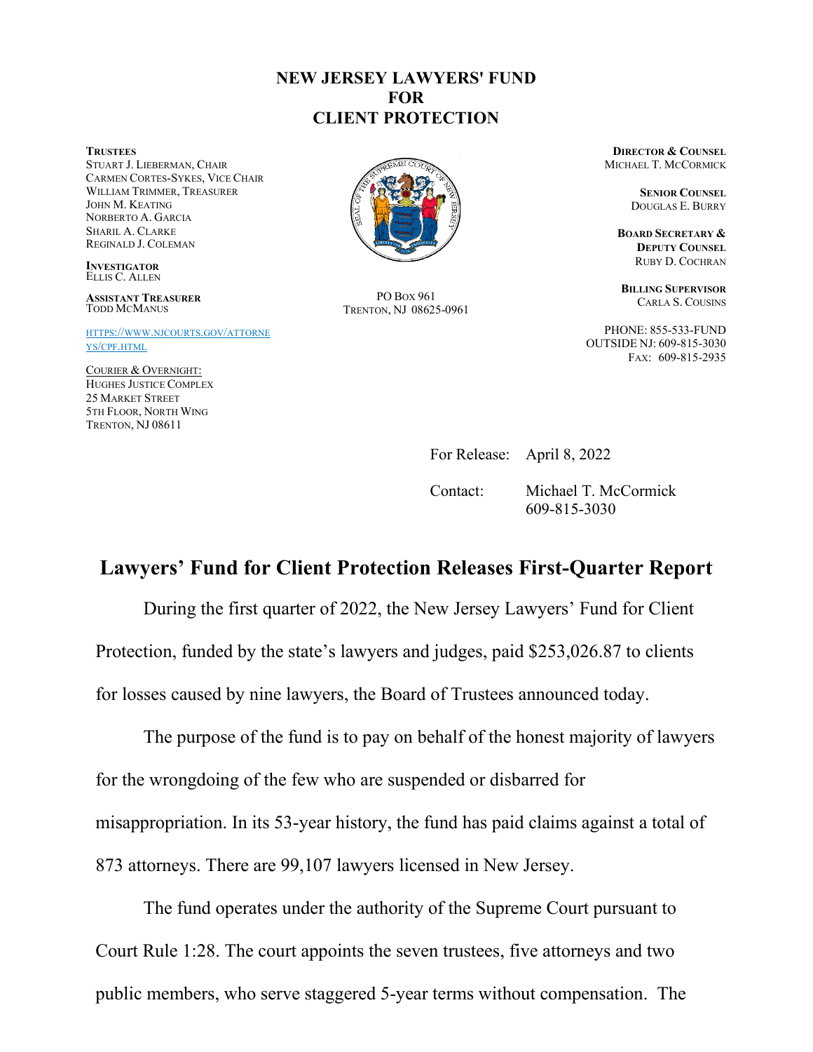# NEW JERSEY LAWYERS' FUND FOR CLIENT PROTECTION

**TRUSTEES**
STUART J. LIEBERMAN, CHAIR
CARMEN CORTES-SYKES, VICE CHAIR
WILLIAM TRIMMER, TREASURER
JOHN M. KEATING
NORBERTO A. GARCIA
SHARIL A. CLARKE
REGINALD J. COLEMAN

**INVESTIGATOR**
ELLIS C. ALLEN

**ASSISTANT TREASURER**
TODD MCMANUS

HTTPS://WWW.NJCOURTS.GOV/ATTORNEYS/CPF.HTML

COURIER & OVERNIGHT:
HUGHES JUSTICE COMPLEX
25 MARKET STREET
5TH FLOOR, NORTH WING
TRENTON, NJ 08611

PO BOX 961
TRENTON, NJ 08625-0961

**DIRECTOR & COUNSEL**
MICHAEL T. MCCORMICK

**SENIOR COUNSEL**
DOUGLAS E. BURRY

**BOARD SECRETARY & DEPUTY COUNSEL**
RUBY D. COCHRAN

**BILLING SUPERVISOR**
CARLA S. COUSINS

PHONE: 855-533-FUND
OUTSIDE NJ: 609-815-3030
FAX: 609-815-2935

For Release: April 8, 2022

Contact: Michael T. McCormick
609-815-3030

## Lawyers' Fund for Client Protection Releases First-Quarter Report

During the first quarter of 2022, the New Jersey Lawyers' Fund for Client Protection, funded by the state's lawyers and judges, paid $253,026.87 to clients for losses caused by nine lawyers, the Board of Trustees announced today.

The purpose of the fund is to pay on behalf of the honest majority of lawyers for the wrongdoing of the few who are suspended or disbarred for misappropriation. In its 53-year history, the fund has paid claims against a total of 873 attorneys. There are 99,107 lawyers licensed in New Jersey.

The fund operates under the authority of the Supreme Court pursuant to Court Rule 1:28. The court appoints the seven trustees, five attorneys and two public members, who serve staggered 5-year terms without compensation. The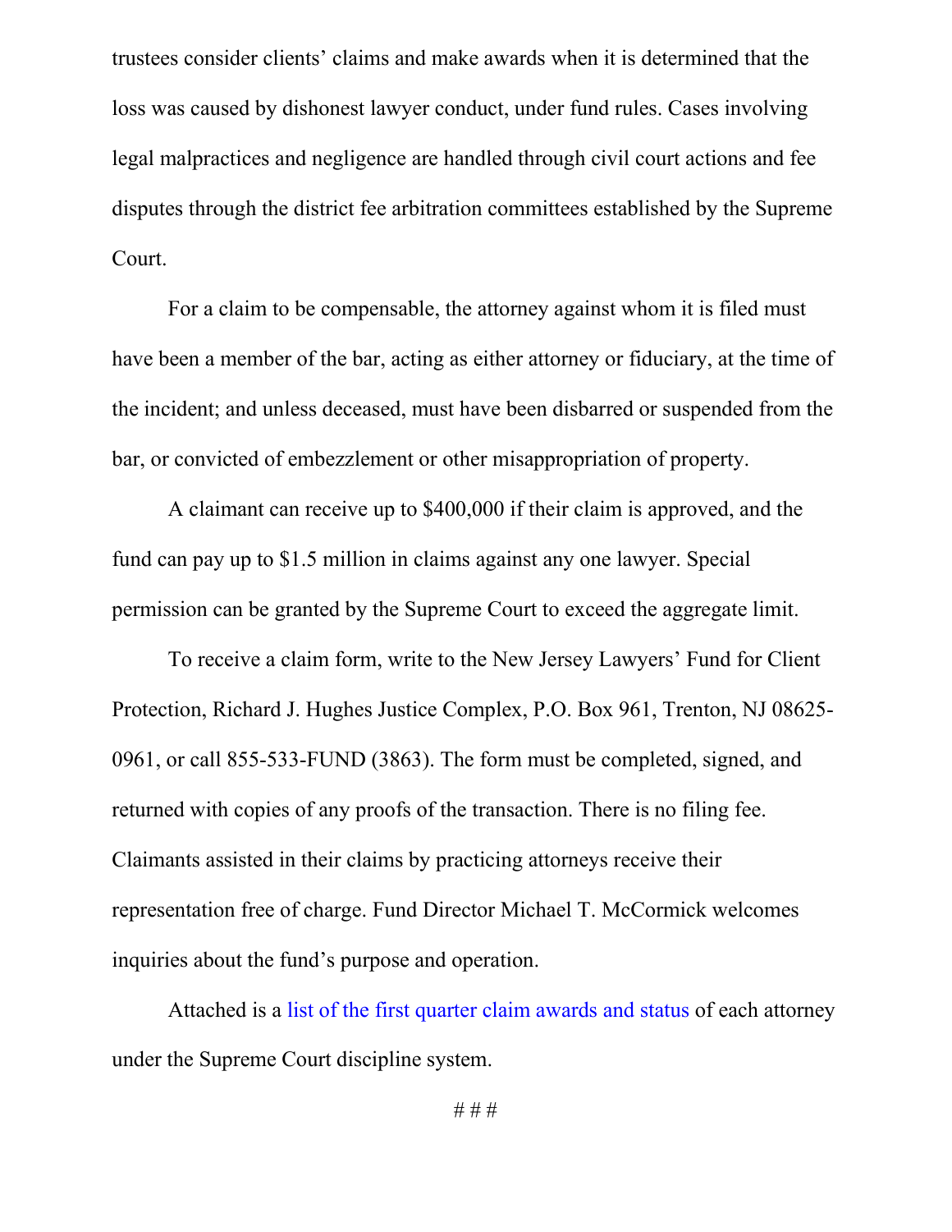trustees consider clients' claims and make awards when it is determined that the loss was caused by dishonest lawyer conduct, under fund rules. Cases involving legal malpractices and negligence are handled through civil court actions and fee disputes through the district fee arbitration committees established by the Supreme Court.

For a claim to be compensable, the attorney against whom it is filed must have been a member of the bar, acting as either attorney or fiduciary, at the time of the incident; and unless deceased, must have been disbarred or suspended from the bar, or convicted of embezzlement or other misappropriation of property.

A claimant can receive up to $400,000 if their claim is approved, and the fund can pay up to $1.5 million in claims against any one lawyer. Special permission can be granted by the Supreme Court to exceed the aggregate limit.

To receive a claim form, write to the New Jersey Lawyers' Fund for Client Protection, Richard J. Hughes Justice Complex, P.O. Box 961, Trenton, NJ 08625-0961, or call 855-533-FUND (3863). The form must be completed, signed, and returned with copies of any proofs of the transaction. There is no filing fee. Claimants assisted in their claims by practicing attorneys receive their representation free of charge. Fund Director Michael T. McCormick welcomes inquiries about the fund's purpose and operation.

Attached is a list of the first quarter claim awards and status of each attorney under the Supreme Court discipline system.

# # #